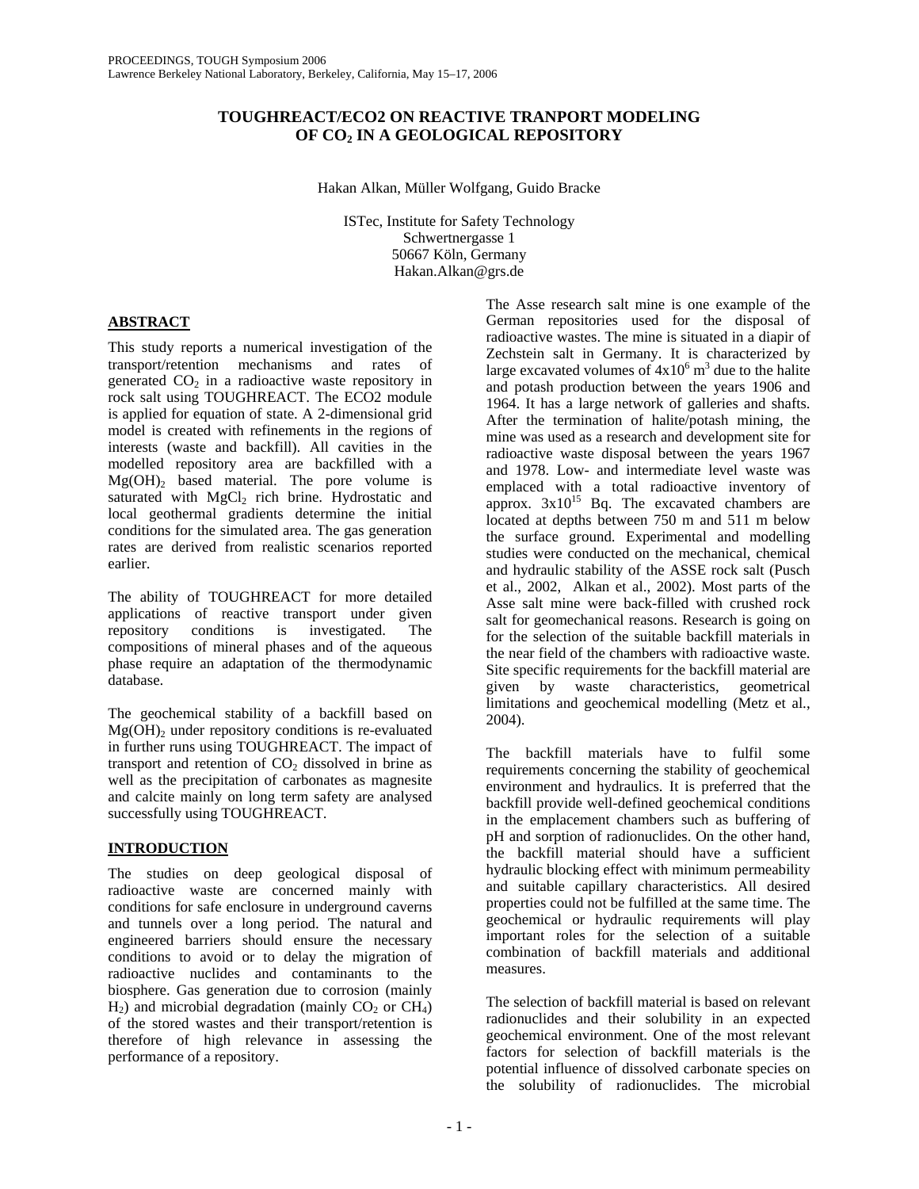# TOUGHREACT/ECO2 ON REACTIVE TRANPORT MODELING OF $CO_2$ IN A GEOLOGICAL REPOSITORY

Hakan Alkan, Müller Wolfgang, Guido Bracke

ISTec, Institute for Safety Technology
Schwertnergasse 1
50667 Köln, Germany
Hakan.Alkan@grs.de

## ABSTRACT

This study reports a numerical investigation of the transport/retention mechanisms and rates of generated $CO_2$ in a radioactive waste repository in rock salt using TOUGHREACT. The ECO2 module is applied for equation of state. A 2-dimensional grid model is created with refinements in the regions of interests (waste and backfill). All cavities in the modelled repository area are backfilled with a $Mg(OH)_2$ based material. The pore volume is saturated with $MgCl_2$ rich brine. Hydrostatic and local geothermal gradients determine the initial conditions for the simulated area. The gas generation rates are derived from realistic scenarios reported earlier.

The ability of TOUGHREACT for more detailed applications of reactive transport under given repository conditions is investigated. The compositions of mineral phases and of the aqueous phase require an adaptation of the thermodynamic database.

The geochemical stability of a backfill based on $Mg(OH)_2$ under repository conditions is re-evaluated in further runs using TOUGHREACT. The impact of transport and retention of $CO_2$ dissolved in brine as well as the precipitation of carbonates as magnesite and calcite mainly on long term safety are analysed successfully using TOUGHREACT.

## INTRODUCTION

The studies on deep geological disposal of radioactive waste are concerned mainly with conditions for safe enclosure in underground caverns and tunnels over a long period. The natural and engineered barriers should ensure the necessary conditions to avoid or to delay the migration of radioactive nuclides and contaminants to the biosphere. Gas generation due to corrosion (mainly $H_2$) and microbial degradation (mainly $CO_2$ or $CH_4$) of the stored wastes and their transport/retention is therefore of high relevance in assessing the performance of a repository.

The Asse research salt mine is one example of the German repositories used for the disposal of radioactive wastes. The mine is situated in a diapir of Zechstein salt in Germany. It is characterized by large excavated volumes of $4x10^6$ $m^3$ due to the halite and potash production between the years 1906 and 1964. It has a large network of galleries and shafts. After the termination of halite/potash mining, the mine was used as a research and development site for radioactive waste disposal between the years 1967 and 1978. Low- and intermediate level waste was emplaced with a total radioactive inventory of approx. $3x10^{15}$ Bq. The excavated chambers are located at depths between 750 m and 511 m below the surface ground. Experimental and modelling studies were conducted on the mechanical, chemical and hydraulic stability of the ASSE rock salt (Pusch et al., 2002, Alkan et al., 2002). Most parts of the Asse salt mine were back-filled with crushed rock salt for geomechanical reasons. Research is going on for the selection of the suitable backfill materials in the near field of the chambers with radioactive waste. Site specific requirements for the backfill material are given by waste characteristics, geometrical limitations and geochemical modelling (Metz et al., 2004).

The backfill materials have to fulfil some requirements concerning the stability of geochemical environment and hydraulics. It is preferred that the backfill provide well-defined geochemical conditions in the emplacement chambers such as buffering of pH and sorption of radionuclides. On the other hand, the backfill material should have a sufficient hydraulic blocking effect with minimum permeability and suitable capillary characteristics. All desired properties could not be fulfilled at the same time. The geochemical or hydraulic requirements will play important roles for the selection of a suitable combination of backfill materials and additional measures.

The selection of backfill material is based on relevant radionuclides and their solubility in an expected geochemical environment. One of the most relevant factors for selection of backfill materials is the potential influence of dissolved carbonate species on the solubility of radionuclides. The microbial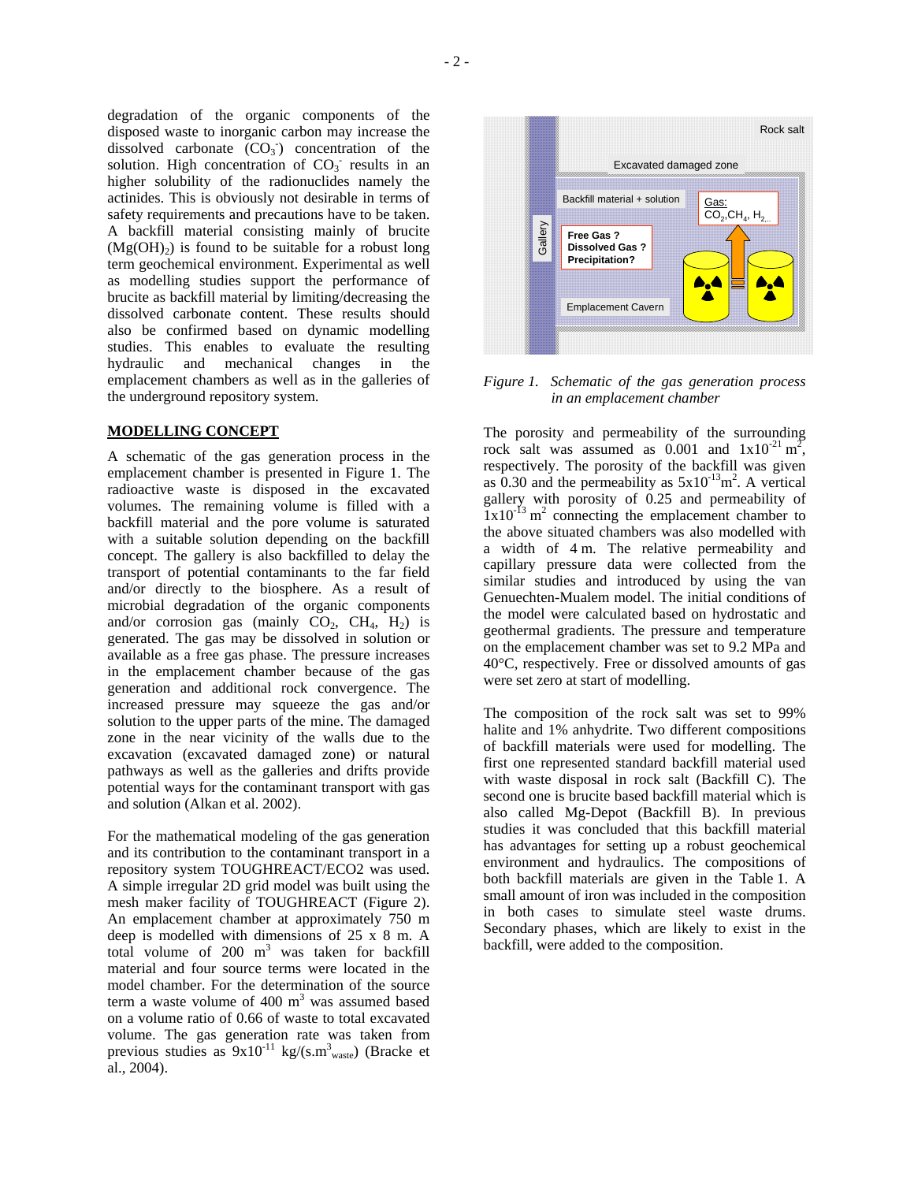degradation of the organic components of the disposed waste to inorganic carbon may increase the dissolved carbonate ($CO_3^-$) concentration of the solution. High concentration of $CO_3^-$ results in an higher solubility of the radionuclides namely the actinides. This is obviously not desirable in terms of safety requirements and precautions have to be taken. A backfill material consisting mainly of brucite ($Mg(OH)_2$) is found to be suitable for a robust long term geochemical environment. Experimental as well as modelling studies support the performance of brucite as backfill material by limiting/decreasing the dissolved carbonate content. These results should also be confirmed based on dynamic modelling studies. This enables to evaluate the resulting hydraulic and mechanical changes in the emplacement chambers as well as in the galleries of the underground repository system.

## MODELLING CONCEPT

A schematic of the gas generation process in the emplacement chamber is presented in Figure 1. The radioactive waste is disposed in the excavated volumes. The remaining volume is filled with a backfill material and the pore volume is saturated with a suitable solution depending on the backfill concept. The gallery is also backfilled to delay the transport of potential contaminants to the far field and/or directly to the biosphere. As a result of microbial degradation of the organic components and/or corrosion gas (mainly $CO_2$, $CH_4$, $H_2$) is generated. The gas may be dissolved in solution or available as a free gas phase. The pressure increases in the emplacement chamber because of the gas generation and additional rock convergence. The increased pressure may squeeze the gas and/or solution to the upper parts of the mine. The damaged zone in the near vicinity of the walls due to the excavation (excavated damaged zone) or natural pathways as well as the galleries and drifts provide potential ways for the contaminant transport with gas and solution (Alkan et al. 2002).

For the mathematical modeling of the gas generation and its contribution to the contaminant transport in a repository system TOUGHREACT/ECO2 was used. A simple irregular 2D grid model was built using the mesh maker facility of TOUGHREACT (Figure 2). An emplacement chamber at approximately 750 m deep is modelled with dimensions of 25 x 8 m. A total volume of 200 $m^3$ was taken for backfill material and four source terms were located in the model chamber. For the determination of the source term a waste volume of 400 $m^3$ was assumed based on a volume ratio of 0.66 of waste to total excavated volume. The gas generation rate was taken from previous studies as $9 \times 10^{-11}$ $kg/(s.m^3_{waste})$ (Bracke et al., 2004).

Rock salt

Excavated damaged zone

Backfill material + solution

Gas: $CO_2$, $CH_4$, $H_2$,..

Gallery

Free Gas ?
Dissolved Gas ?
Precipitation?

Emplacement Cavern

*Figure 1. Schematic of the gas generation process in an emplacement chamber*

The porosity and permeability of the surrounding rock salt was assumed as 0.001 and $1 \times 10^{-21}$ $m^2$, respectively. The porosity of the backfill was given as 0.30 and the permeability as $5 \times 10^{-13} m^2$. A vertical gallery with porosity of 0.25 and permeability of $1 \times 10^{-13}$ $m^2$ connecting the emplacement chamber to the above situated chambers was also modelled with a width of 4 m. The relative permeability and capillary pressure data were collected from the similar studies and introduced by using the van Genuechten-Mualem model. The initial conditions of the model were calculated based on hydrostatic and geothermal gradients. The pressure and temperature on the emplacement chamber was set to 9.2 MPa and 40°C, respectively. Free or dissolved amounts of gas were set zero at start of modelling.

The composition of the rock salt was set to 99% halite and 1% anhydrite. Two different compositions of backfill materials were used for modelling. The first one represented standard backfill material used with waste disposal in rock salt (Backfill C). The second one is brucite based backfill material which is also called Mg-Depot (Backfill B). In previous studies it was concluded that this backfill material has advantages for setting up a robust geochemical environment and hydraulics. The compositions of both backfill materials are given in the Table 1. A small amount of iron was included in the composition in both cases to simulate steel waste drums. Secondary phases, which are likely to exist in the backfill, were added to the composition.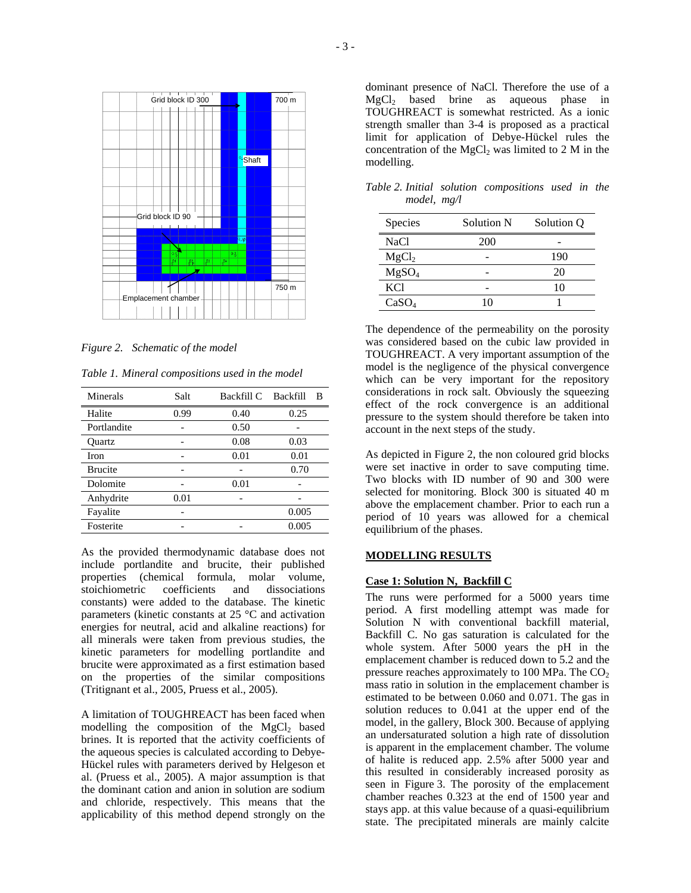Figure 2. Schematic of the model

*Table 1. Mineral compositions used in the model*

| Minerals | Salt | Backfill C | Backfill B |
|---|---|---|---|
| Halite | 0.99 | 0.40 | 0.25 |
| Portlandite | - | 0.50 | - |
| Quartz | - | 0.08 | 0.03 |
| Iron | - | 0.01 | 0.01 |
| Brucite | - | - | 0.70 |
| Dolomite | - | 0.01 | - |
| Anhydrite | 0.01 | - | - |
| Fayalite | - | | 0.005 |
| Fosterite | - | - | 0.005 |

As the provided thermodynamic database does not include portlandite and brucite, their published properties (chemical formula, molar volume, stoichiometric coefficients and dissociations constants) were added to the database. The kinetic parameters (kinetic constants at 25 °C and activation energies for neutral, acid and alkaline reactions) for all minerals were taken from previous studies, the kinetic parameters for modelling portlandite and brucite were approximated as a first estimation based on the properties of the similar compositions (Tritignant et al., 2005, Pruess et al., 2005).

A limitation of TOUGHREACT has been faced when modelling the composition of the $MgCl_2$ based brines. It is reported that the activity coefficients of the aqueous species is calculated according to Debye-Hückel rules with parameters derived by Helgeson et al. (Pruess et al., 2005). A major assumption is that the dominant cation and anion in solution are sodium and chloride, respectively. This means that the applicability of this method depend strongly on the dominant presence of NaCl. Therefore the use of a $MgCl_2$ based brine as aqueous phase in TOUGHREACT is somewhat restricted. As a ionic strength smaller than 3-4 is proposed as a practical limit for application of Debye-Hückel rules the concentration of the $MgCl_2$ was limited to 2 M in the modelling.

*Table 2. Initial solution compositions used in the model, mg/l*

| Species | Solution N | Solution Q |
|---|---|---|
| NaCl | 200 | - |
| $MgCl_2$ | - | 190 |
| $MgSO_4$ | - | 20 |
| KCl | - | 10 |
| $CaSO_4$ | 10 | 1 |

The dependence of the permeability on the porosity was considered based on the cubic law provided in TOUGHREACT. A very important assumption of the model is the negligence of the physical convergence which can be very important for the repository considerations in rock salt. Obviously the squeezing effect of the rock convergence is an additional pressure to the system should therefore be taken into account in the next steps of the study.

As depicted in Figure 2, the non coloured grid blocks were set inactive in order to save computing time. Two blocks with ID number of 90 and 300 were selected for monitoring. Block 300 is situated 40 m above the emplacement chamber. Prior to each run a period of 10 years was allowed for a chemical equilibrium of the phases.

## MODELLING RESULTS

### Case 1: Solution N, Backfill C

The runs were performed for a 5000 years time period. A first modelling attempt was made for Solution N with conventional backfill material, Backfill C. No gas saturation is calculated for the whole system. After 5000 years the pH in the emplacement chamber is reduced down to 5.2 and the pressure reaches approximately to 100 MPa. The $CO_2$ mass ratio in solution in the emplacement chamber is estimated to be between 0.060 and 0.071. The gas in solution reduces to 0.041 at the upper end of the model, in the gallery, Block 300. Because of applying an undersaturated solution a high rate of dissolution is apparent in the emplacement chamber. The volume of halite is reduced app. 2.5% after 5000 year and this resulted in considerably increased porosity as seen in Figure 3. The porosity of the emplacement chamber reaches 0.323 at the end of 1500 year and stays app. at this value because of a quasi-equilibrium state. The precipitated minerals are mainly calcite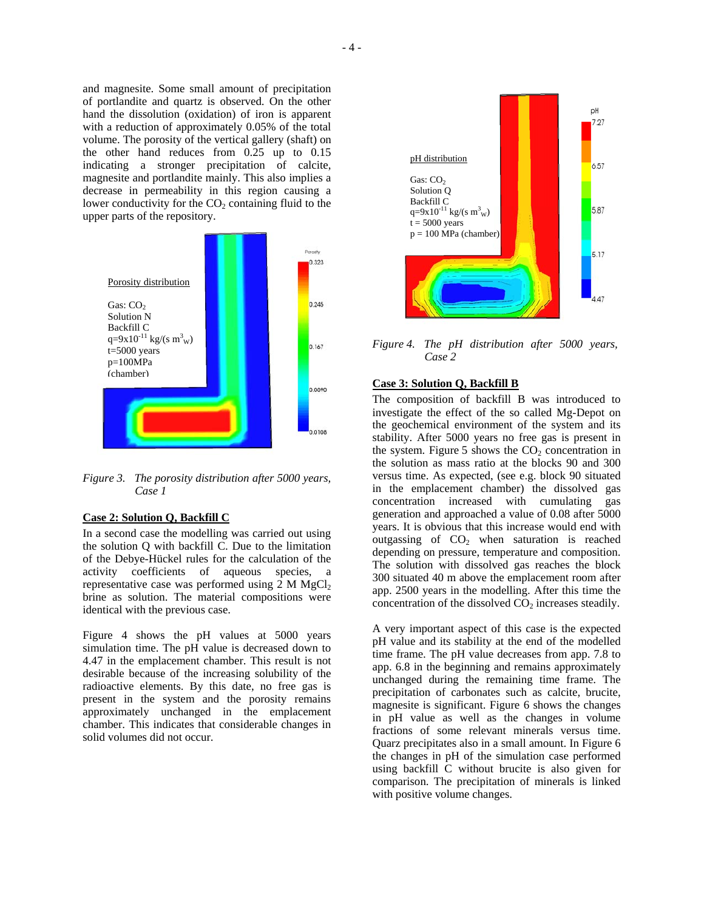and magnesite. Some small amount of precipitation of portlandite and quartz is observed. On the other hand the dissolution (oxidation) of iron is apparent with a reduction of approximately 0.05% of the total volume. The porosity of the vertical gallery (shaft) on the other hand reduces from 0.25 up to 0.15 indicating a stronger precipitation of calcite, magnesite and portlandite mainly. This also implies a decrease in permeability in this region causing a lower conductivity for the $CO_2$ containing fluid to the upper parts of the repository.

*Figure 3. The porosity distribution after 5000 years, Case 1*

## Case 2: Solution Q, Backfill C

In a second case the modelling was carried out using the solution Q with backfill C. Due to the limitation of the Debye-Hückel rules for the calculation of the activity coefficients of aqueous species, a representative case was performed using 2 M $MgCl_2$ brine as solution. The material compositions were identical with the previous case.

Figure 4 shows the pH values at 5000 years simulation time. The pH value is decreased down to 4.47 in the emplacement chamber. This result is not desirable because of the increasing solubility of the radioactive elements. By this date, no free gas is present in the system and the porosity remains approximately unchanged in the emplacement chamber. This indicates that considerable changes in solid volumes did not occur.

*Figure 4. The pH distribution after 5000 years, Case 2*

## Case 3: Solution Q, Backfill B

The composition of backfill B was introduced to investigate the effect of the so called Mg-Depot on the geochemical environment of the system and its stability. After 5000 years no free gas is present in the system. Figure 5 shows the $CO_2$ concentration in the solution as mass ratio at the blocks 90 and 300 versus time. As expected, (see e.g. block 90 situated in the emplacement chamber) the dissolved gas concentration increased with cumulating gas generation and approached a value of 0.08 after 5000 years. It is obvious that this increase would end with outgassing of $CO_2$ when saturation is reached depending on pressure, temperature and composition. The solution with dissolved gas reaches the block 300 situated 40 m above the emplacement room after app. 2500 years in the modelling. After this time the concentration of the dissolved $CO_2$ increases steadily.

A very important aspect of this case is the expected pH value and its stability at the end of the modelled time frame. The pH value decreases from app. 7.8 to app. 6.8 in the beginning and remains approximately unchanged during the remaining time frame. The precipitation of carbonates such as calcite, brucite, magnesite is significant. Figure 6 shows the changes in pH value as well as the changes in volume fractions of some relevant minerals versus time. Quarz precipitates also in a small amount. In Figure 6 the changes in pH of the simulation case performed using backfill C without brucite is also given for comparison. The precipitation of minerals is linked with positive volume changes.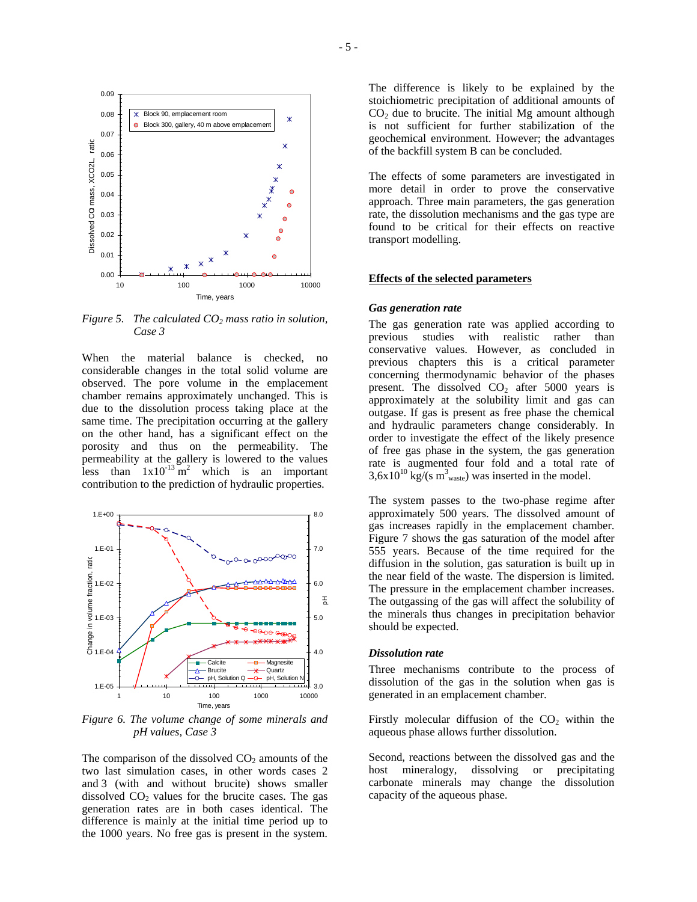*Figure 5. The calculated $CO_2$ mass ratio in solution, Case 3*

When the material balance is checked, no considerable changes in the total solid volume are observed. The pore volume in the emplacement chamber remains approximately unchanged. This is due to the dissolution process taking place at the same time. The precipitation occurring at the gallery on the other hand, has a significant effect on the porosity and thus on the permeability. The permeability at the gallery is lowered to the values less than $1x10^{-13}$ $m^2$ which is an important contribution to the prediction of hydraulic properties.

*Figure 6. The volume change of some minerals and pH values, Case 3*

The comparison of the dissolved $CO_2$ amounts of the two last simulation cases, in other words cases 2 and 3 (with and without brucite) shows smaller dissolved $CO_2$ values for the brucite cases. The gas generation rates are in both cases identical. The difference is mainly at the initial time period up to the 1000 years. No free gas is present in the system.

The difference is likely to be explained by the stoichiometric precipitation of additional amounts of $CO_2$ due to brucite. The initial Mg amount although is not sufficient for further stabilization of the geochemical environment. However; the advantages of the backfill system B can be concluded.

The effects of some parameters are investigated in more detail in order to prove the conservative approach. Three main parameters, the gas generation rate, the dissolution mechanisms and the gas type are found to be critical for their effects on reactive transport modelling.

## Effects of the selected parameters

### *Gas generation rate*

The gas generation rate was applied according to previous studies with realistic rather than conservative values. However, as concluded in previous chapters this is a critical parameter concerning thermodynamic behavior of the phases present. The dissolved $CO_2$ after 5000 years is approximately at the solubility limit and gas can outgase. If gas is present as free phase the chemical and hydraulic parameters change considerably. In order to investigate the effect of the likely presence of free gas phase in the system, the gas generation rate is augmented four fold and a total rate of $3,6x10^{10}$ $kg/(s\ m^3_{waste})$ was inserted in the model.

The system passes to the two-phase regime after approximately 500 years. The dissolved amount of gas increases rapidly in the emplacement chamber. Figure 7 shows the gas saturation of the model after 555 years. Because of the time required for the diffusion in the solution, gas saturation is built up in the near field of the waste. The dispersion is limited. The pressure in the emplacement chamber increases. The outgassing of the gas will affect the solubility of the minerals thus changes in precipitation behavior should be expected.

### *Dissolution rate*

Three mechanisms contribute to the process of dissolution of the gas in the solution when gas is generated in an emplacement chamber.

Firstly molecular diffusion of the $CO_2$ within the aqueous phase allows further dissolution.

Second, reactions between the dissolved gas and the host mineralogy, dissolving or precipitating carbonate minerals may change the dissolution capacity of the aqueous phase.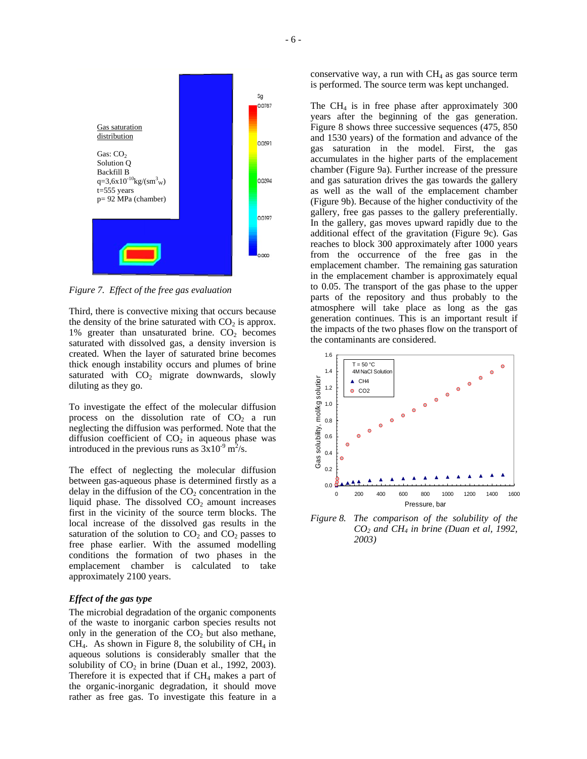Gas saturation distribution

Gas: $CO_2$
Solution Q
Backfill B
$q=3,6x10^{-10}kg/(sm^3_W)$
t=555 years
p= 92 MPa (chamber)

*Figure 7. Effect of the free gas evaluation*

Third, there is convective mixing that occurs because the density of the brine saturated with $CO_2$ is approx. 1% greater than unsaturated brine. $CO_2$ becomes saturated with dissolved gas, a density inversion is created. When the layer of saturated brine becomes thick enough instability occurs and plumes of brine saturated with $CO_2$ migrate downwards, slowly diluting as they go.

To investigate the effect of the molecular diffusion process on the dissolution rate of $CO_2$ a run neglecting the diffusion was performed. Note that the diffusion coefficient of $CO_2$ in aqueous phase was introduced in the previous runs as $3x10^{-9}$ $m^2/s$.

The effect of neglecting the molecular diffusion between gas-aqueous phase is determined firstly as a delay in the diffusion of the $CO_2$ concentration in the liquid phase. The dissolved $CO_2$ amount increases first in the vicinity of the source term blocks. The local increase of the dissolved gas results in the saturation of the solution to $CO_2$ and $CO_2$ passes to free phase earlier. With the assumed modelling conditions the formation of two phases in the emplacement chamber is calculated to take approximately 2100 years.

### *Effect of the gas type*

The microbial degradation of the organic components of the waste to inorganic carbon species results not only in the generation of the $CO_2$ but also methane, $CH_4$. As shown in Figure 8, the solubility of $CH_4$ in aqueous solutions is considerably smaller that the solubility of $CO_2$ in brine (Duan et al., 1992, 2003). Therefore it is expected that if $CH_4$ makes a part of the organic-inorganic degradation, it should move rather as free gas. To investigate this feature in a conservative way, a run with $CH_4$ as gas source term is performed. The source term was kept unchanged.

The $CH_4$ is in free phase after approximately 300 years after the beginning of the gas generation. Figure 8 shows three successive sequences (475, 850 and 1530 years) of the formation and advance of the gas saturation in the model. First, the gas accumulates in the higher parts of the emplacement chamber (Figure 9a). Further increase of the pressure and gas saturation drives the gas towards the gallery as well as the wall of the emplacement chamber (Figure 9b). Because of the higher conductivity of the gallery, free gas passes to the gallery preferentially. In the gallery, gas moves upward rapidly due to the additional effect of the gravitation (Figure 9c). Gas reaches to block 300 approximately after 1000 years from the occurrence of the free gas in the emplacement chamber. The remaining gas saturation in the emplacement chamber is approximately equal to 0.05. The transport of the gas phase to the upper parts of the repository and thus probably to the atmosphere will take place as long as the gas generation continues. This is an important result if the impacts of the two phases flow on the transport of the contaminants are considered.

*Figure 8. The comparison of the solubility of the $CO_2$ and $CH_4$ in brine (Duan et al, 1992, 2003)*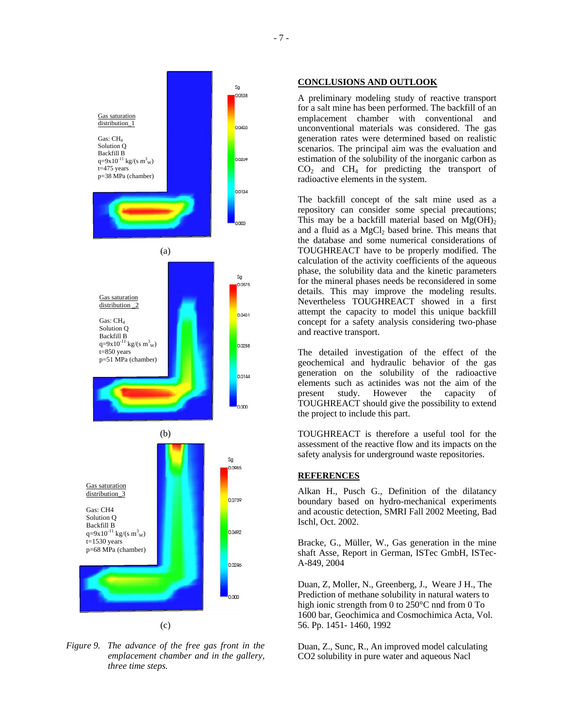Gas saturation distribution_1

Gas: $CH_4$
Solution Q
Backfill B
$q=9x10^{-11}$ kg/(s $m^3_W$)
t=475 years
p=38 MPa (chamber)

(a)

Gas saturation distribution _2

Gas: $CH_4$
Solution Q
Backfill B
$q=9x10^{-11}$ kg/(s $m^3_W$)
t=850 years
p=51 MPa (chamber)

(b)

Gas saturation distribution_3

Gas: CH4
Solution Q
Backfill B
$q=9x10^{-11}$ kg/(s $m^3_W$)
t=1530 years
p=68 MPa (chamber)

(c)

*Figure 9. The advance of the free gas front in the emplacement chamber and in the gallery, three time steps.*

## CONCLUSIONS AND OUTLOOK

A preliminary modeling study of reactive transport for a salt mine has been performed. The backfill of an emplacement chamber with conventional and unconventional materials was considered. The gas generation rates were determined based on realistic scenarios. The principal aim was the evaluation and estimation of the solubility of the inorganic carbon as $CO_2$ and $CH_4$ for predicting the transport of radioactive elements in the system.

The backfill concept of the salt mine used as a repository can consider some special precautions; This may be a backfill material based on $Mg(OH)_2$ and a fluid as a $MgCl_2$ based brine. This means that the database and some numerical considerations of TOUGHREACT have to be properly modified. The calculation of the activity coefficients of the aqueous phase, the solubility data and the kinetic parameters for the mineral phases needs be reconsidered in some details. This may improve the modeling results. Nevertheless TOUGHREACT showed in a first attempt the capacity to model this unique backfill concept for a safety analysis considering two-phase and reactive transport.

The detailed investigation of the effect of the geochemical and hydraulic behavior of the gas generation on the solubility of the radioactive elements such as actinides was not the aim of the present study. However the capacity of TOUGHREACT should give the possibility to extend the project to include this part.

TOUGHREACT is therefore a useful tool for the assessment of the reactive flow and its impacts on the safety analysis for underground waste repositories.

## REFERENCES

Alkan H., Pusch G., Definition of the dilatancy boundary based on hydro-mechanical experiments and acoustic detection, SMRI Fall 2002 Meeting, Bad Ischl, Oct. 2002.

Bracke, G., Müller, W., Gas generation in the mine shaft Asse, Report in German, ISTec GmbH, ISTec-A-849, 2004

Duan, Z, Moller, N., Greenberg, J., Weare J H., The Prediction of methane solubility in natural waters to high ionic strength from 0 to 250°C nnd from 0 To 1600 bar, Geochimica and Cosmochimica Acta, Vol. 56. Pp. 1451- 1460, 1992

Duan, Z., Sunc, R., An improved model calculating CO2 solubility in pure water and aqueous Nacl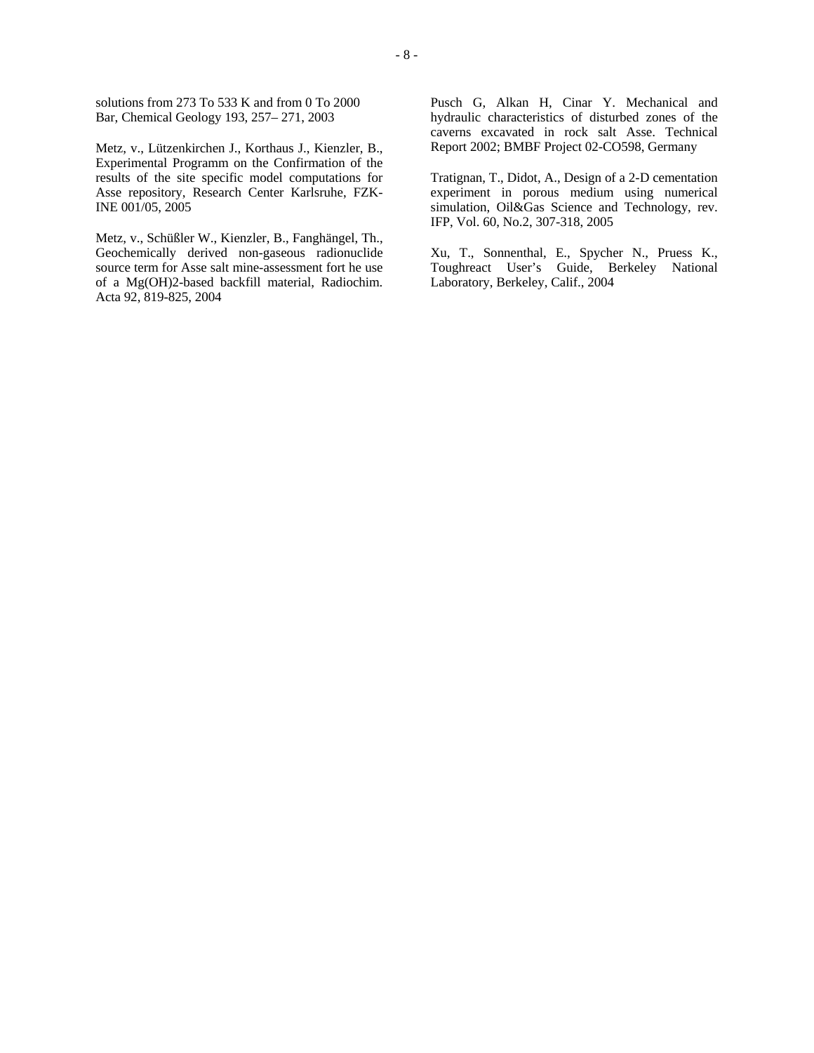solutions from 273 To 533 K and from 0 To 2000 Bar, Chemical Geology 193, 257– 271, 2003

Metz, v., Lützenkirchen J., Korthaus J., Kienzler, B., Experimental Programm on the Confirmation of the results of the site specific model computations for Asse repository, Research Center Karlsruhe, FZK-INE 001/05, 2005

Metz, v., Schüßler W., Kienzler, B., Fanghängel, Th., Geochemically derived non-gaseous radionuclide source term for Asse salt mine-assessment fort he use of a Mg(OH)2-based backfill material, Radiochim. Acta 92, 819-825, 2004

Pusch G, Alkan H, Cinar Y. Mechanical and hydraulic characteristics of disturbed zones of the caverns excavated in rock salt Asse. Technical Report 2002; BMBF Project 02-CO598, Germany

Tratignan, T., Didot, A., Design of a 2-D cementation experiment in porous medium using numerical simulation, Oil&Gas Science and Technology, rev. IFP, Vol. 60, No.2, 307-318, 2005

Xu, T., Sonnenthal, E., Spycher N., Pruess K., Toughreact User's Guide, Berkeley National Laboratory, Berkeley, Calif., 2004